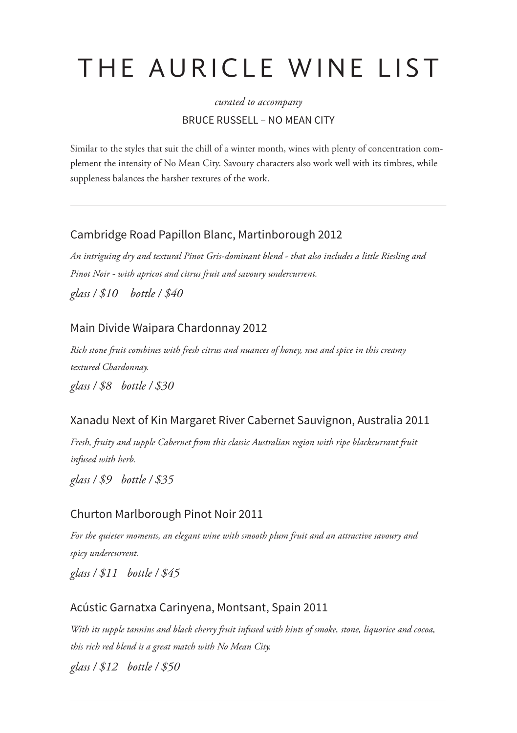# THE AURICLE WINE LIST

*curated to accompany*

BRUCE RUSSELL – NO MEAN CITY

Similar to the styles that suit the chill of a winter month, wines with plenty of concentration complement the intensity of No Mean City. Savoury characters also work well with its timbres, while suppleness balances the harsher textures of the work.

---

## Cambridge Road Papillon Blanc, Martinborough 2012

*An intriguing dry and textural Pinot Gris-dominant blend - that also includes a little Riesling and Pinot Noir - with apricot and citrus fruit and savoury undercurrent.*

*glass / $10     bottle / $40*

## Main Divide Waipara Chardonnay 2012

*Rich stone fruit combines with fresh citrus and nuances of honey, nut and spice in this creamy textured Chardonnay.*

*glass / $8    bottle / $30*

## Xanadu Next of Kin Margaret River Cabernet Sauvignon, Australia 2011

*Fresh, fruity and supple Cabernet from this classic Australian region with ripe blackcurrant fruit infused with herb.*

*glass / $9    bottle / $35*

## Churton Marlborough Pinot Noir 2011

*For the quieter moments, an elegant wine with smooth plum fruit and an attractive savoury and spicy undercurrent.*

*glass / $11    bottle / $45*

## Acústic Garnatxa Carinyena, Montsant, Spain 2011

*With its supple tannins and black cherry fruit infused with hints of smoke, stone, liquorice and cocoa, this rich red blend is a great match with No Mean City.*

*glass / $12    bottle / $50*

---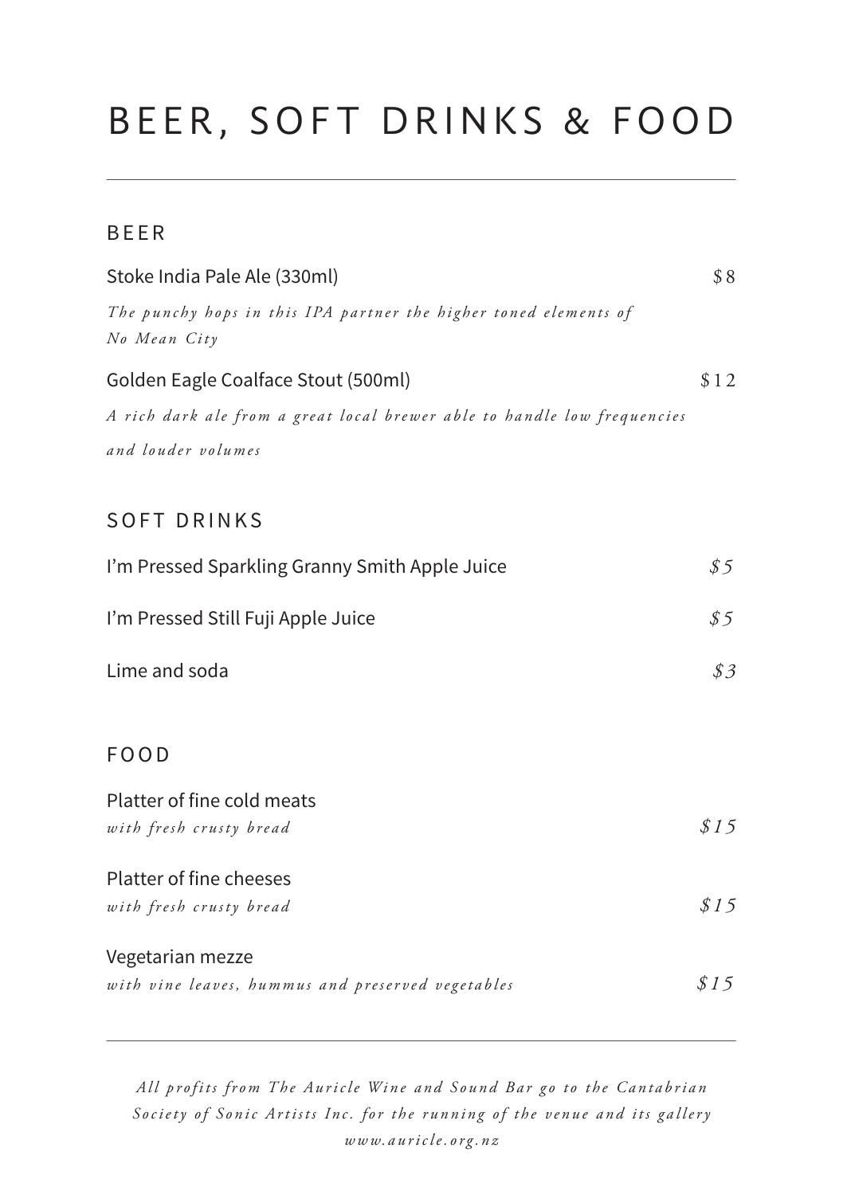# BEER, SOFT DRINKS & FOOD

---

## BEER

Stoke India Pale Ale (330ml) — $8

*The punchy hops in this IPA partner the higher toned elements of No Mean City*

Golden Eagle Coalface Stout (500ml) — $12

*A rich dark ale from a great local brewer able to handle low frequencies and louder volumes*

## SOFT DRINKS

I'm Pressed Sparkling Granny Smith Apple Juice — *$5*

I'm Pressed Still Fuji Apple Juice — *$5*

Lime and soda — *$3*

## FOOD

Platter of fine cold meats
*with fresh crusty bread* — *$15*

Platter of fine cheeses
*with fresh crusty bread* — *$15*

Vegetarian mezze
*with vine leaves, hummus and preserved vegetables* — *$15*

---

*All profits from The Auricle Wine and Sound Bar go to the Cantabrian Society of Sonic Artists Inc. for the running of the venue and its gallery*
*www.auricle.org.nz*